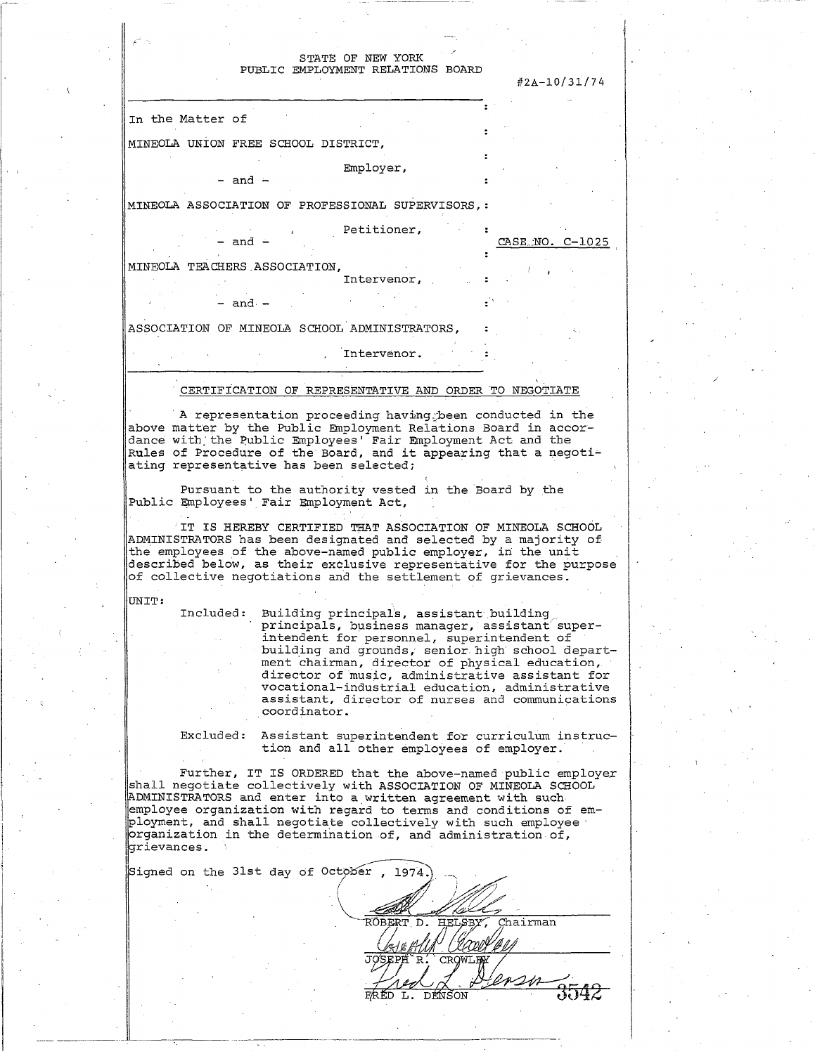STATE OF NEW YORK
PUBLIC EMPLOYMENT RELATIONS BOARD

#2A-10/31/74

In the Matter of

MINEOLA UNION FREE SCHOOL DISTRICT,

Employer,

- and -

MINEOLA ASSOCIATION OF PROFESSIONAL SUPERVISORS,

Petitioner,

- and -

CASE NO. C-1025

MINEOLA TEACHERS ASSOCIATION,

Intervenor,

- and -

ASSOCIATION OF MINEOLA SCHOOL ADMINISTRATORS,

Intervenor.

## CERTIFICATION OF REPRESENTATIVE AND ORDER TO NEGOTIATE

A representation proceeding having been conducted in the above matter by the Public Employment Relations Board in accordance with the Public Employees' Fair Employment Act and the Rules of Procedure of the Board, and it appearing that a negotiating representative has been selected;

Pursuant to the authority vested in the Board by the Public Employees' Fair Employment Act,

IT IS HEREBY CERTIFIED THAT ASSOCIATION OF MINEOLA SCHOOL ADMINISTRATORS has been designated and selected by a majority of the employees of the above-named public employer, in the unit described below, as their exclusive representative for the purpose of collective negotiations and the settlement of grievances.

UNIT:

Included: Building principals, assistant building principals, business manager, assistant superintendent for personnel, superintendent of building and grounds, senior high school department chairman, director of physical education, director of music, administrative assistant for vocational-industrial education, administrative assistant, director of nurses and communications coordinator.

Excluded: Assistant superintendent for curriculum instruction and all other employees of employer.

Further, IT IS ORDERED that the above-named public employer shall negotiate collectively with ASSOCIATION OF MINEOLA SCHOOL ADMINISTRATORS and enter into a written agreement with such employee organization with regard to terms and conditions of employment, and shall negotiate collectively with such employee organization in the determination of, and administration of, grievances.

Signed on the 31st day of October, 1974.

ROBERT D. HELSBY, Chairman

JOSEPH R. CROWLEY

FRED L. DENSON

3542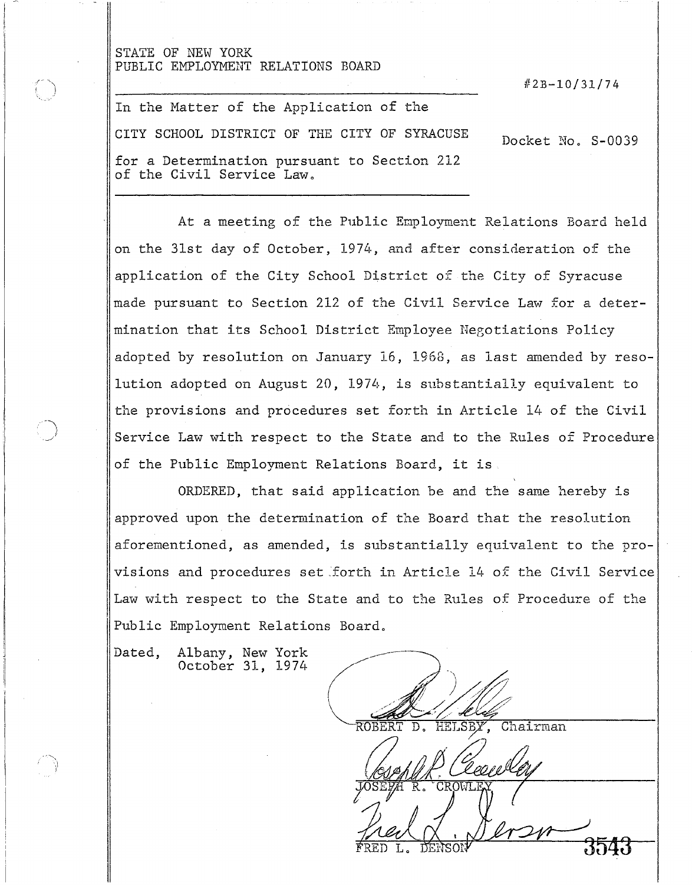STATE OF NEW YORK
PUBLIC EMPLOYMENT RELATIONS BOARD

#2B-10/31/74

In the Matter of the Application of the

CITY SCHOOL DISTRICT OF THE CITY OF SYRACUSE

for a Determination pursuant to Section 212 of the Civil Service Law.

Docket No. S-0039

At a meeting of the Public Employment Relations Board held on the 31st day of October, 1974, and after consideration of the application of the City School District of the City of Syracuse made pursuant to Section 212 of the Civil Service Law for a determination that its School District Employee Negotiations Policy adopted by resolution on January 16, 1968, as last amended by resolution adopted on August 20, 1974, is substantially equivalent to the provisions and procedures set forth in Article 14 of the Civil Service Law with respect to the State and to the Rules of Procedure of the Public Employment Relations Board, it is

ORDERED, that said application be and the same hereby is approved upon the determination of the Board that the resolution aforementioned, as amended, is substantially equivalent to the provisions and procedures set forth in Article 14 of the Civil Service Law with respect to the State and to the Rules of Procedure of the Public Employment Relations Board.

Dated, Albany, New York
October 31, 1974

ROBERT D. HELSBY, Chairman

JOSEPH R. CROWLEY

FRED L. DENSON

3543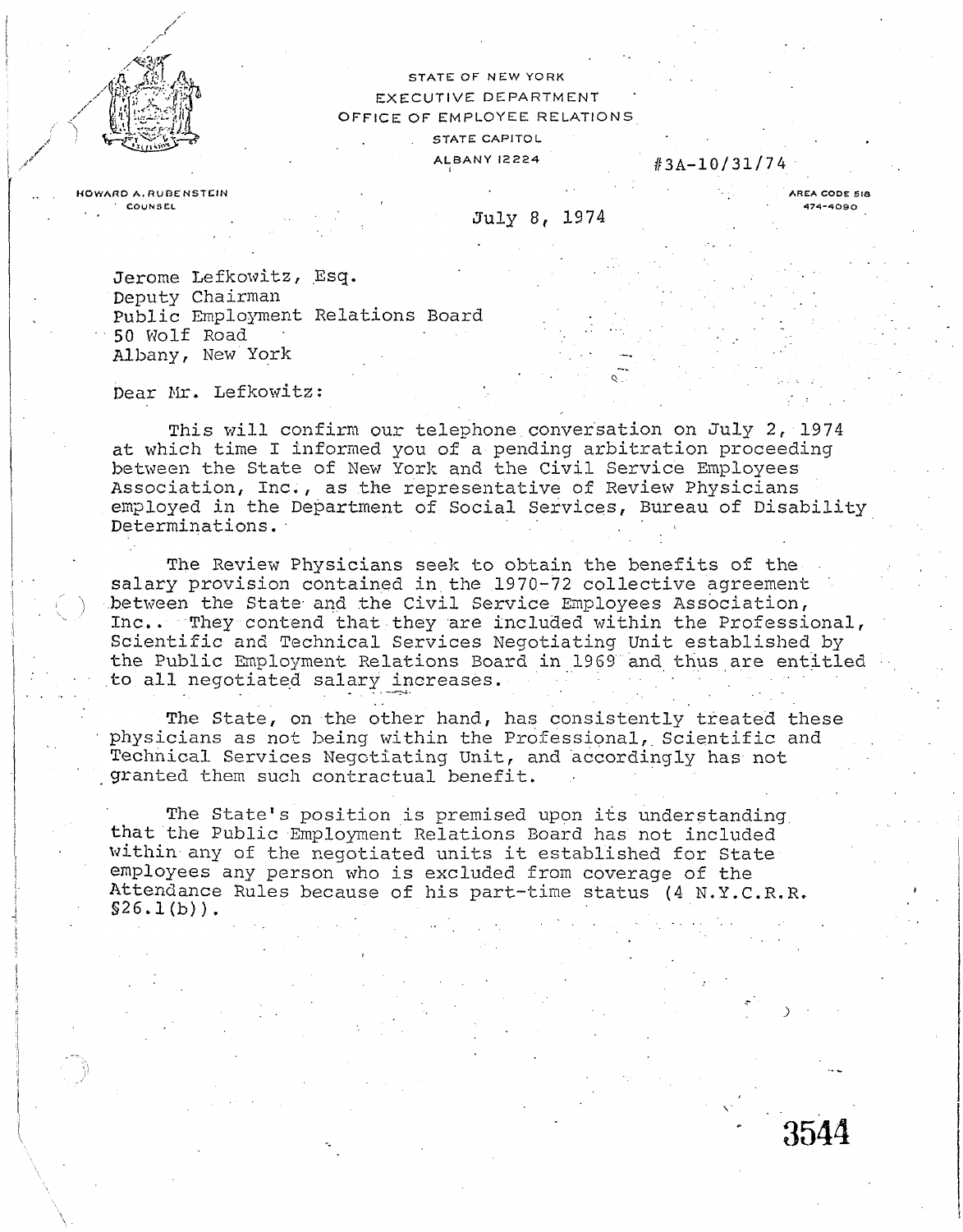STATE OF NEW YORK
EXECUTIVE DEPARTMENT
OFFICE OF EMPLOYEE RELATIONS
STATE CAPITOL
ALBANY 12224

#3A-10/31/74

HOWARD A. RUBENSTEIN
COUNSEL

AREA CODE 518
474-4090

July 8, 1974

Jerome Lefkowitz, Esq.
Deputy Chairman
Public Employment Relations Board
50 Wolf Road
Albany, New York

Dear Mr. Lefkowitz:

This will confirm our telephone conversation on July 2, 1974 at which time I informed you of a pending arbitration proceeding between the State of New York and the Civil Service Employees Association, Inc., as the representative of Review Physicians employed in the Department of Social Services, Bureau of Disability Determinations.

The Review Physicians seek to obtain the benefits of the salary provision contained in the 1970-72 collective agreement between the State and the Civil Service Employees Association, Inc.. They contend that they are included within the Professional, Scientific and Technical Services Negotiating Unit established by the Public Employment Relations Board in 1969 and thus are entitled to all negotiated salary increases.

The State, on the other hand, has consistently treated these physicians as not being within the Professional, Scientific and Technical Services Negotiating Unit, and accordingly has not granted them such contractual benefit.

The State's position is premised upon its understanding that the Public Employment Relations Board has not included within any of the negotiated units it established for State employees any person who is excluded from coverage of the Attendance Rules because of his part-time status (4 N.Y.C.R.R. §26.1(b)).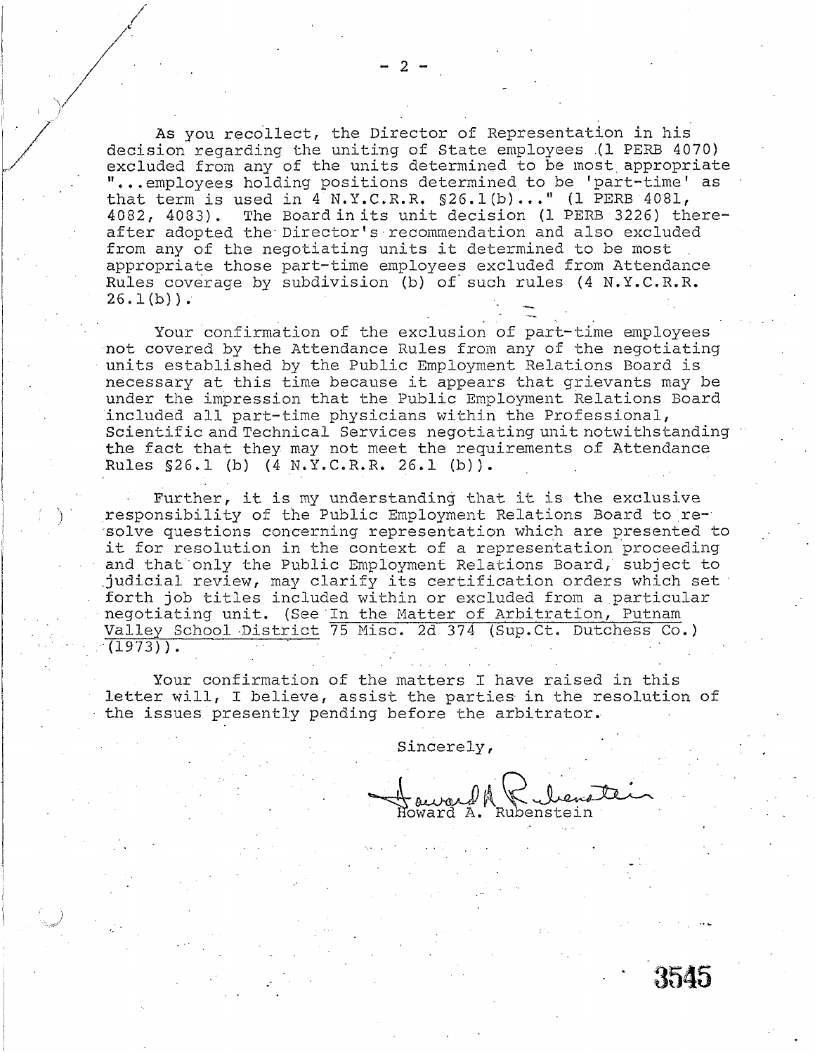As you recollect, the Director of Representation in his decision regarding the uniting of State employees (1 PERB 4070) excluded from any of the units determined to be most appropriate "...employees holding positions determined to be 'part-time' as that term is used in 4 N.Y.C.R.R. §26.1(b)..." (1 PERB 4081, 4082, 4083). The Board in its unit decision (1 PERB 3226) thereafter adopted the Director's recommendation and also excluded from any of the negotiating units it determined to be most appropriate those part-time employees excluded from Attendance Rules coverage by subdivision (b) of such rules (4 N.Y.C.R.R. 26.1(b)).

Your confirmation of the exclusion of part-time employees not covered by the Attendance Rules from any of the negotiating units established by the Public Employment Relations Board is necessary at this time because it appears that grievants may be under the impression that the Public Employment Relations Board included all part-time physicians within the Professional, Scientific and Technical Services negotiating unit notwithstanding the fact that they may not meet the requirements of Attendance Rules §26.1 (b) (4 N.Y.C.R.R. 26.1 (b)).

Further, it is my understanding that it is the exclusive responsibility of the Public Employment Relations Board to resolve questions concerning representation which are presented to it for resolution in the context of a representation proceeding and that only the Public Employment Relations Board, subject to judicial review, may clarify its certification orders which set forth job titles included within or excluded from a particular negotiating unit. (See In the Matter of Arbitration, Putnam Valley School District 75 Misc. 2d 374 (Sup.Ct. Dutchess Co.) (1973)).

Your confirmation of the matters I have raised in this letter will, I believe, assist the parties in the resolution of the issues presently pending before the arbitrator.

Sincerely,

Howard A. Rubenstein

3545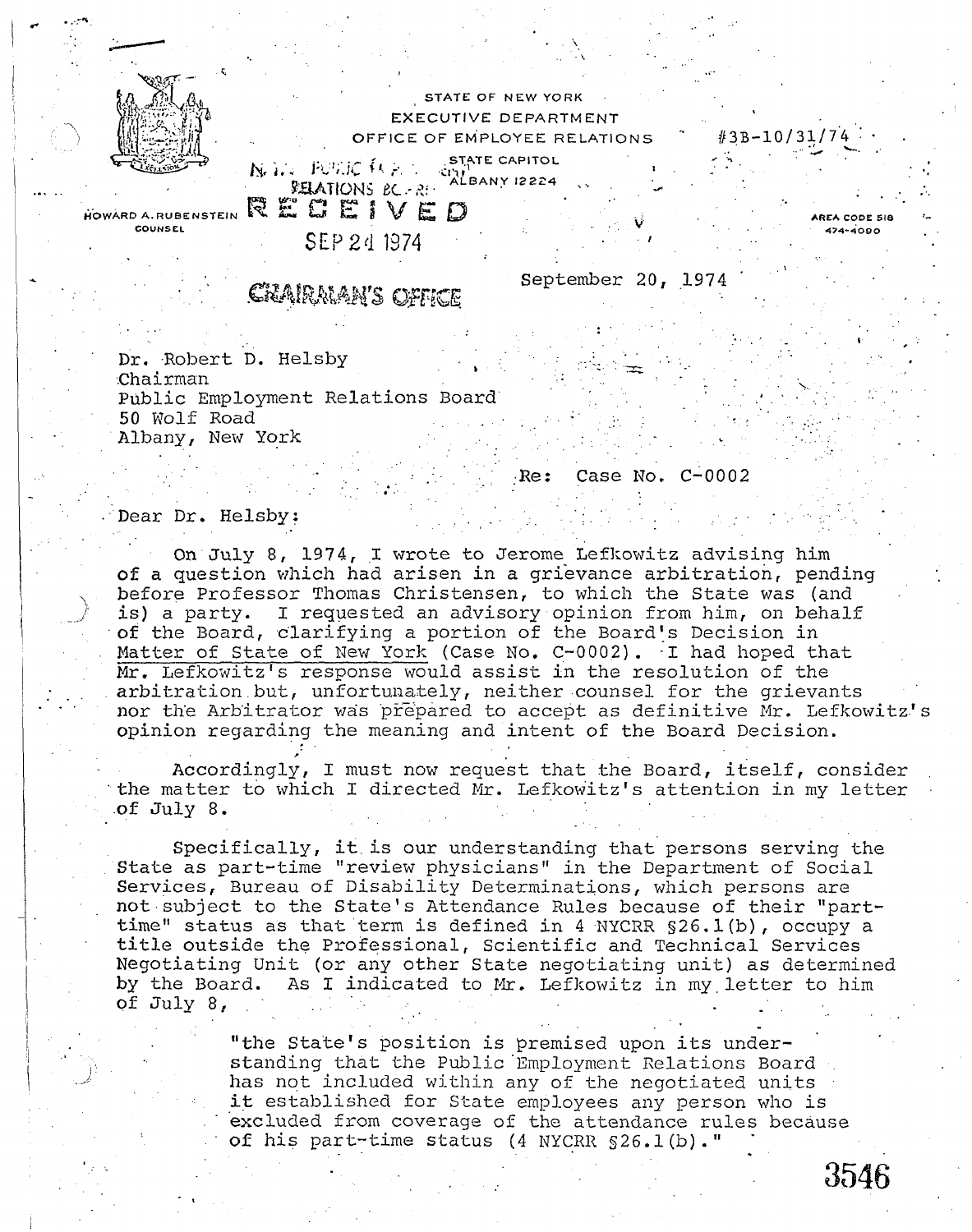STATE OF NEW YORK
EXECUTIVE DEPARTMENT
OFFICE OF EMPLOYEE RELATIONS
STATE CAPITOL
ALBANY 12224

#3B-10/31/74

HOWARD A. RUBENSTEIN
COUNSEL

AREA CODE 518
474-4090

N.Y. PUBLIC EMPLOYMENT RELATIONS BOARD
RECEIVED
SEP 24 1974
CHAIRMAN'S OFFICE

September 20, 1974

Dr. Robert D. Helsby
Chairman
Public Employment Relations Board
50 Wolf Road
Albany, New York

Re: Case No. C-0002

Dear Dr. Helsby:

On July 8, 1974, I wrote to Jerome Lefkowitz advising him of a question which had arisen in a grievance arbitration, pending before Professor Thomas Christensen, to which the State was (and is) a party. I requested an advisory opinion from him, on behalf of the Board, clarifying a portion of the Board's Decision in Matter of State of New York (Case No. C-0002). I had hoped that Mr. Lefkowitz's response would assist in the resolution of the arbitration but, unfortunately, neither counsel for the grievants nor the Arbitrator was prepared to accept as definitive Mr. Lefkowitz's opinion regarding the meaning and intent of the Board Decision.

Accordingly, I must now request that the Board, itself, consider the matter to which I directed Mr. Lefkowitz's attention in my letter of July 8.

Specifically, it is our understanding that persons serving the State as part-time "review physicians" in the Department of Social Services, Bureau of Disability Determinations, which persons are not subject to the State's Attendance Rules because of their "part-time" status as that term is defined in 4 NYCRR §26.1(b), occupy a title outside the Professional, Scientific and Technical Services Negotiating Unit (or any other State negotiating unit) as determined by the Board. As I indicated to Mr. Lefkowitz in my letter to him of July 8,

> "the State's position is premised upon its understanding that the Public Employment Relations Board has not included within any of the negotiated units it established for State employees any person who is excluded from coverage of the attendance rules because of his part-time status (4 NYCRR §26.1(b)."

3546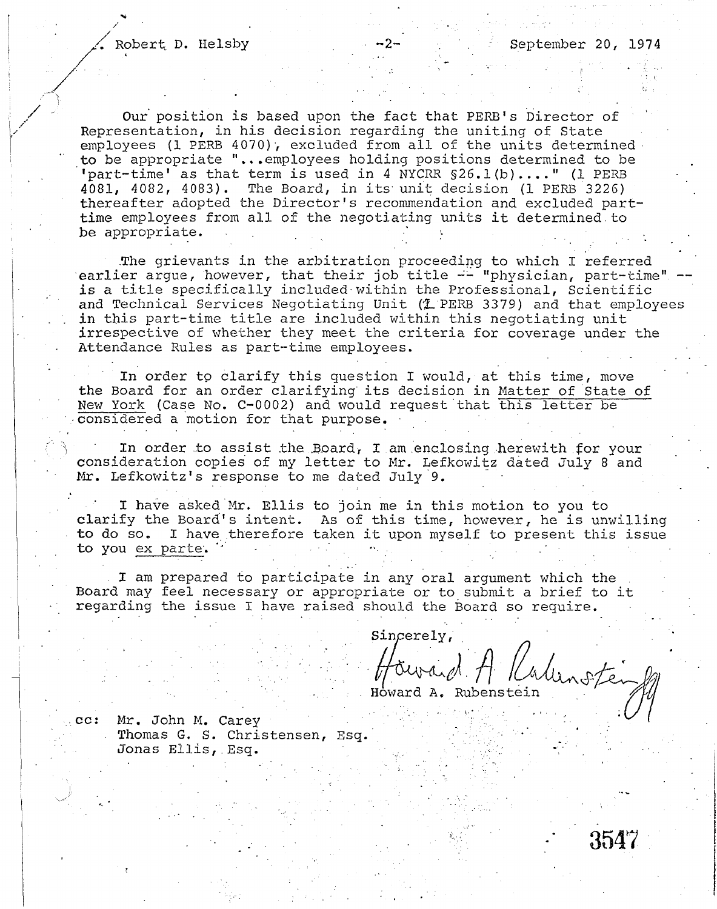Our position is based upon the fact that PERB's Director of Representation, in his decision regarding the uniting of State employees (1 PERB 4070), excluded from all of the units determined to be appropriate "...employees holding positions determined to be 'part-time' as that term is used in 4 NYCRR §26.1(b)...." (1 PERB 4081, 4082, 4083). The Board, in its unit decision (1 PERB 3226) thereafter adopted the Director's recommendation and excluded part-time employees from all of the negotiating units it determined to be appropriate.

The grievants in the arbitration proceeding to which I referred earlier argue, however, that their job title -- "physician, part-time" -- is a title specifically included within the Professional, Scientific and Technical Services Negotiating Unit (1 PERB 3379) and that employees in this part-time title are included within this negotiating unit irrespective of whether they meet the criteria for coverage under the Attendance Rules as part-time employees.

In order to clarify this question I would, at this time, move the Board for an order clarifying its decision in Matter of State of New York (Case No. C-0002) and would request that this letter be considered a motion for that purpose.

In order to assist the Board, I am enclosing herewith for your consideration copies of my letter to Mr. Lefkowitz dated July 8 and Mr. Lefkowitz's response to me dated July 9.

I have asked Mr. Ellis to join me in this motion to you to clarify the Board's intent. As of this time, however, he is unwilling to do so. I have therefore taken it upon myself to present this issue to you *ex parte*.

I am prepared to participate in any oral argument which the Board may feel necessary or appropriate or to submit a brief to it regarding the issue I have raised should the Board so require.

Sincerely,

Howard A. Rubenstein

cc: Mr. John M. Carey
Thomas G. S. Christensen, Esq.
Jonas Ellis, Esq.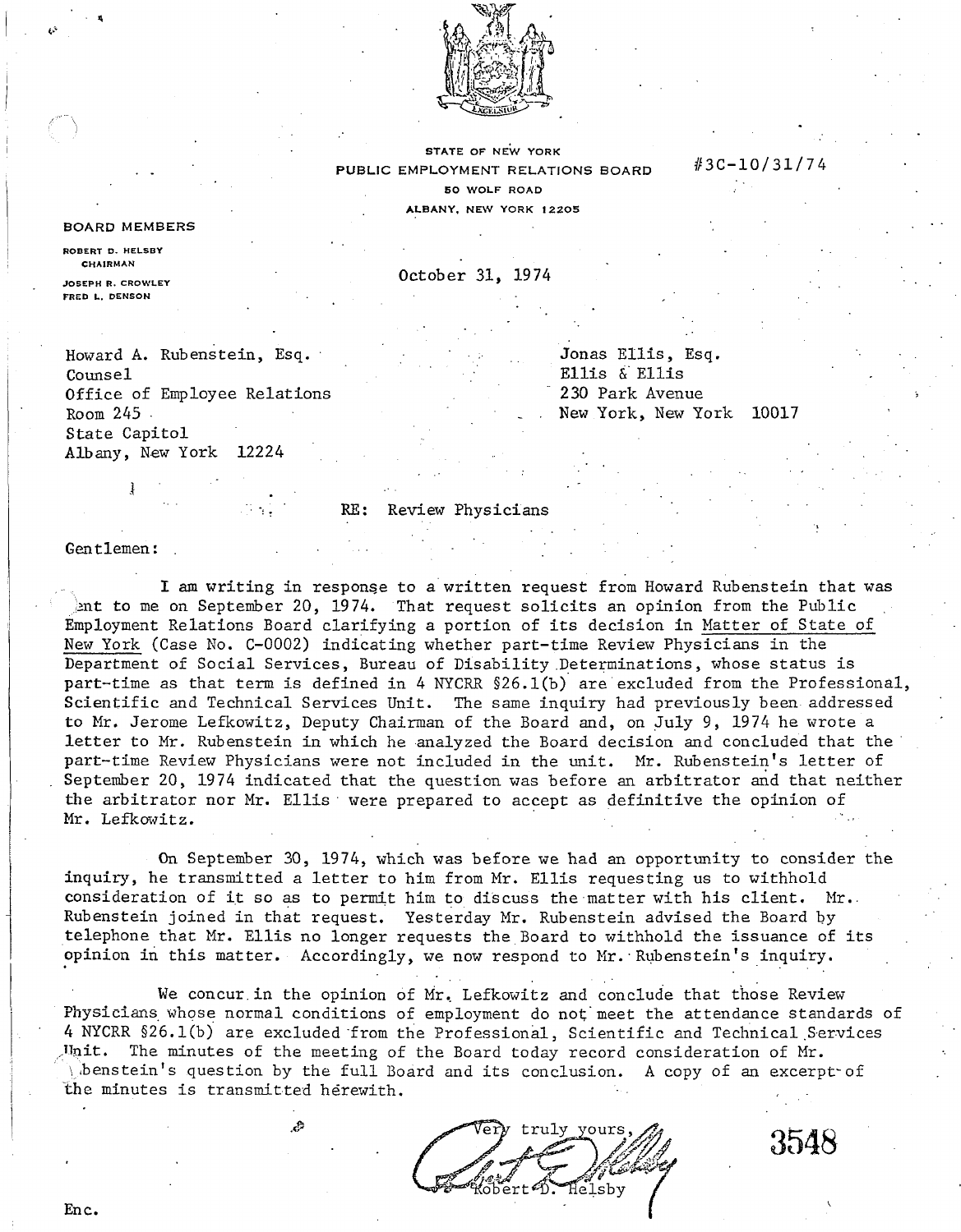STATE OF NEW YORK
PUBLIC EMPLOYMENT RELATIONS BOARD
50 WOLF ROAD
ALBANY, NEW YORK 12205

#3C-10/31/74

**BOARD MEMBERS**

ROBERT D. HELSBY
CHAIRMAN

JOSEPH R. CROWLEY
FRED L. DENSON

October 31, 1974

Howard A. Rubenstein, Esq.
Counsel
Office of Employee Relations
Room 245
State Capitol
Albany, New York 12224

Jonas Ellis, Esq.
Ellis & Ellis
230 Park Avenue
New York, New York 10017

RE: Review Physicians

Gentlemen:

I am writing in response to a written request from Howard Rubenstein that was sent to me on September 20, 1974. That request solicits an opinion from the Public Employment Relations Board clarifying a portion of its decision in Matter of State of New York (Case No. C-0002) indicating whether part-time Review Physicians in the Department of Social Services, Bureau of Disability Determinations, whose status is part-time as that term is defined in 4 NYCRR §26.1(b) are excluded from the Professional, Scientific and Technical Services Unit. The same inquiry had previously been addressed to Mr. Jerome Lefkowitz, Deputy Chairman of the Board and, on July 9, 1974 he wrote a letter to Mr. Rubenstein in which he analyzed the Board decision and concluded that the part-time Review Physicians were not included in the unit. Mr. Rubenstein's letter of September 20, 1974 indicated that the question was before an arbitrator and that neither the arbitrator nor Mr. Ellis were prepared to accept as definitive the opinion of Mr. Lefkowitz.

On September 30, 1974, which was before we had an opportunity to consider the inquiry, he transmitted a letter to him from Mr. Ellis requesting us to withhold consideration of it so as to permit him to discuss the matter with his client. Mr. Rubenstein joined in that request. Yesterday Mr. Rubenstein advised the Board by telephone that Mr. Ellis no longer requests the Board to withhold the issuance of its opinion in this matter. Accordingly, we now respond to Mr. Rubenstein's inquiry.

We concur in the opinion of Mr. Lefkowitz and conclude that those Review Physicians whose normal conditions of employment do not meet the attendance standards of 4 NYCRR §26.1(b) are excluded from the Professional, Scientific and Technical Services Unit. The minutes of the meeting of the Board today record consideration of Mr. Rubenstein's question by the full Board and its conclusion. A copy of an excerpt of the minutes is transmitted herewith.

Very truly yours,

Robert D. Helsby

Enc.

3548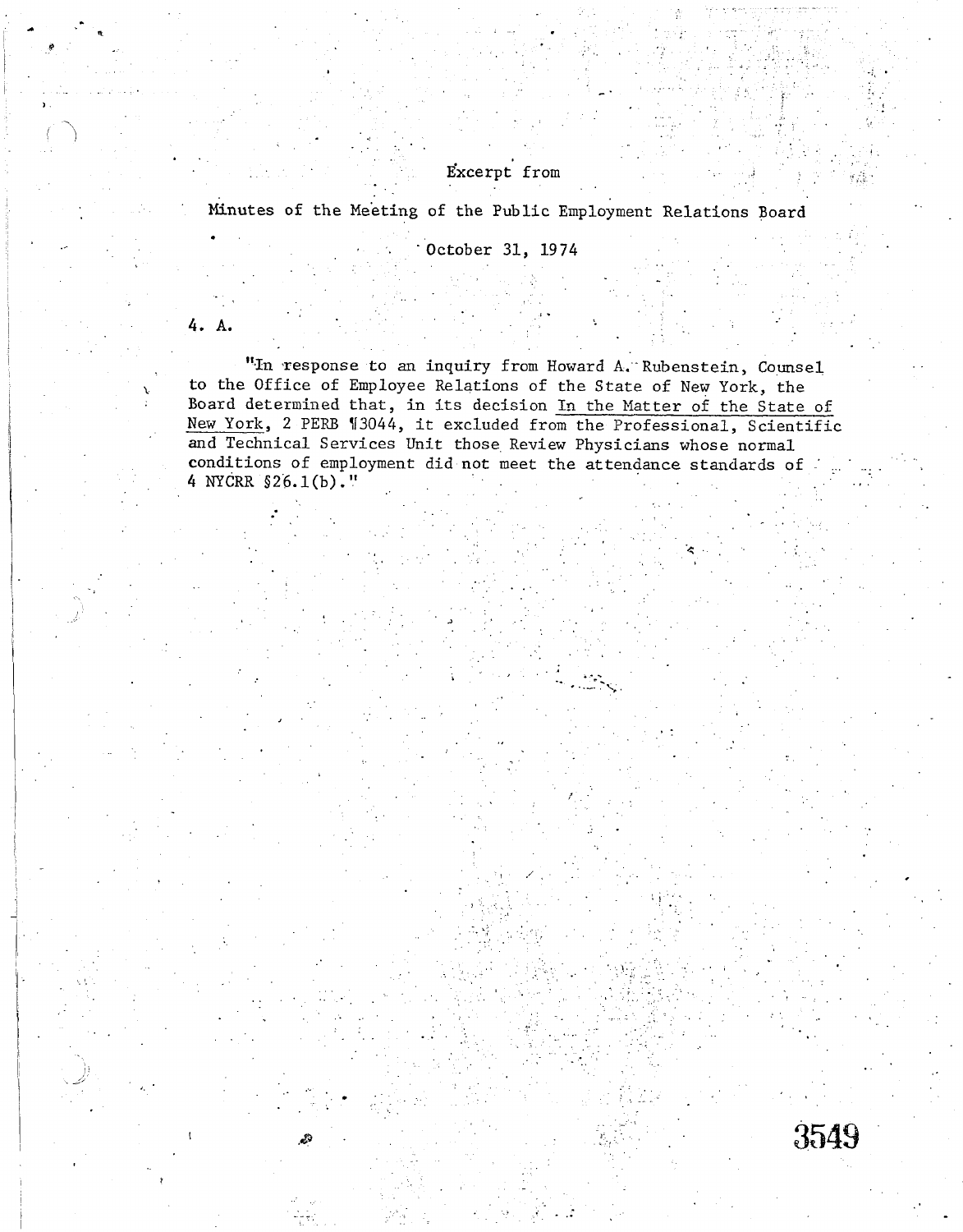Excerpt from

Minutes of the Meeting of the Public Employment Relations Board

October 31, 1974

4. A.

"In response to an inquiry from Howard A. Rubenstein, Counsel to the Office of Employee Relations of the State of New York, the Board determined that, in its decision In the Matter of the State of New York, 2 PERB ¶3044, it excluded from the Professional, Scientific and Technical Services Unit those Review Physicians whose normal conditions of employment did not meet the attendance standards of 4 NYCRR §26.1(b)."